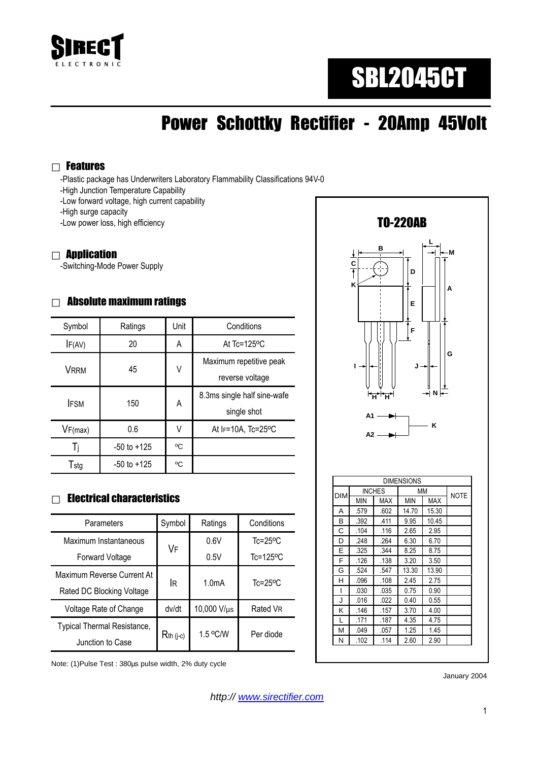SIRECT
ELECTRONIC

# SBL2045CT

## Power Schottky Rectifier - 20Amp 45Volt

### Features

- -Plastic package has Underwriters Laboratory Flammability Classifications 94V-0
- -High Junction Temperature Capability
- -Low forward voltage, high current capability
- -High surge capacity
- -Low power loss, high efficiency

### Application

- -Switching-Mode Power Supply

### Absolute maximum ratings

| Symbol | Ratings | Unit | Conditions |
|---|---|---|---|
| $I_{F(AV)}$ | 20 | A | At Tc=125ºC |
| $V_{RRM}$ | 45 | V | Maximum repetitive peak reverse voltage |
| $I_{FSM}$ | 150 | A | 8.3ms single half sine-wafe single shot |
| $V_{F(max)}$ | 0.6 | V | At $I_F$=10A, Tc=25ºC |
| $T_j$ | -50 to +125 | ºC | |
| $T_{stg}$ | -50 to +125 | ºC | |

### Electrical characteristics

| Parameters | Symbol | Ratings | Conditions |
|---|---|---|---|
| Maximum Instantaneous Forward Voltage | $V_F$ | 0.6V | Tc=25ºC |
| | | 0.5V | Tc=125ºC |
| Maximum Reverse Current At Rated DC Blocking Voltage | $I_R$ | 1.0mA | Tc=25ºC |
| Voltage Rate of Change | dv/dt | 10,000 V/μs | Rated $V_R$ |
| Typical Thermal Resistance, Junction to Case | $R_{th\ (j-c)}$ | 1.5 ºC/W | Per diode |

Note: (1)Pulse Test : 380μs pulse width, 2% duty cycle

### TO-220AB

| DIM | INCHES MIN | INCHES MAX | MM MIN | MM MAX | NOTE |
|---|---|---|---|---|---|
| A | .579 | .602 | 14.70 | 15.30 | |
| B | .392 | .411 | 9.95 | 10.45 | |
| C | .104 | .116 | 2.65 | 2.95 | |
| D | .248 | .264 | 6.30 | 6.70 | |
| E | .325 | .344 | 8.25 | 8.75 | |
| F | .126 | .138 | 3.20 | 3.50 | |
| G | .524 | .547 | 13.30 | 13.90 | |
| H | .096 | .108 | 2.45 | 2.75 | |
| I | .030 | .035 | 0.75 | 0.90 | |
| J | .016 | .022 | 0.40 | 0.55 | |
| K | .146 | .157 | 3.70 | 4.00 | |
| L | .171 | .187 | 4.35 | 4.75 | |
| M | .049 | .057 | 1.25 | 1.45 | |
| N | .102 | .114 | 2.60 | 2.90 | |

January 2004

http:// www.sirectifier.com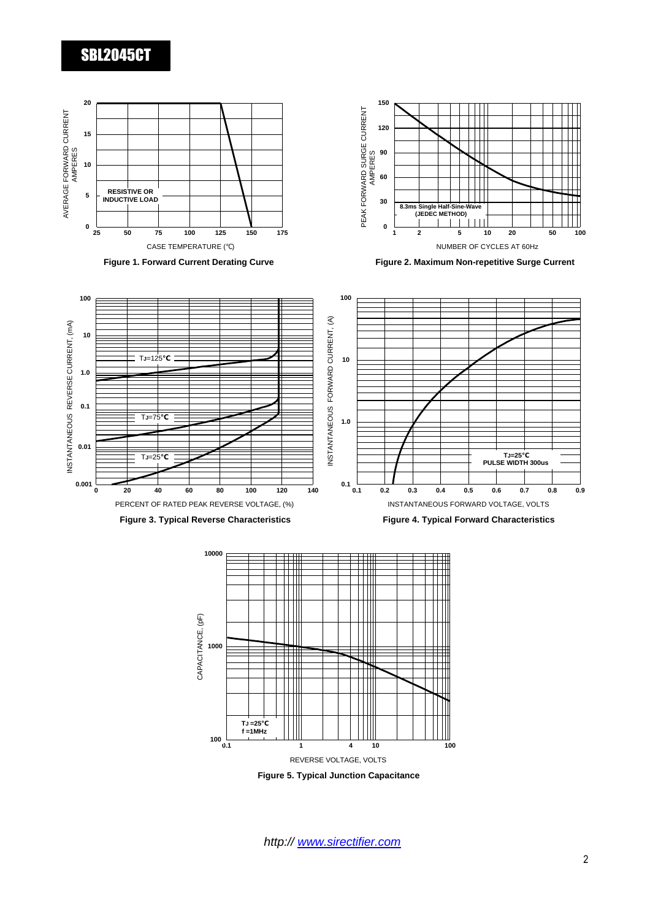# SBL2045CT

AVERAGE FORWARD CURRENT AMPERES

20
15
10
5
0

25 50 75 100 125 150 175

RESISTIVE OR INDUCTIVE LOAD

CASE TEMPERATURE (℃)

**Figure 1. Forward Current Derating Curve**

PEAK FORWARD SURGE CURRENT AMPERES

150
120
90
60
30
0

1 2 5 10 20 50 100

8.3ms Single Half-Sine-Wave (JEDEC METHOD)

NUMBER OF CYCLES AT 60Hz

**Figure 2. Maximum Non-repetitive Surge Current**

INSTANTANEOUS REVERSE CURRENT, (mA)

100
10
1.0
0.1
0.01
0.001

0 20 40 60 80 100 120 140

TJ=125℃
TJ=75℃
TJ=25℃

PERCENT OF RATED PEAK REVERSE VOLTAGE, (%)

**Figure 3. Typical Reverse Characteristics**

INSTANTANEOUS FORWARD CURRENT, (A)

100
10
1.0
0.1

0.1 0.2 0.3 0.4 0.5 0.6 0.7 0.8 0.9

TJ=25℃
PULSE WIDTH 300us

INSTANTANEOUS FORWARD VOLTAGE, VOLTS

**Figure 4. Typical Forward Characteristics**

CAPACITANCE, (pF)

10000
1000
100

0.1 1 4 10 100

TJ =25℃
f =1MHz

REVERSE VOLTAGE, VOLTS

**Figure 5. Typical Junction Capacitance**

*http:// www.sirectifier.com*